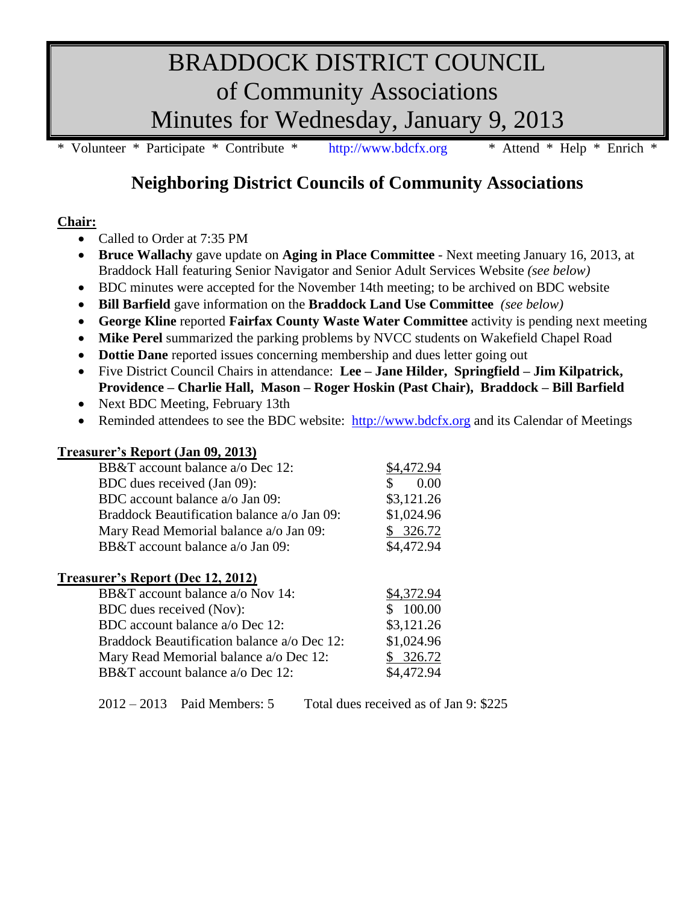# BRADDOCK DISTRICT COUNCIL
# of Community Associations
# Minutes for Wednesday, January 9, 2013

\* Volunteer \* Participate \* Contribute \* http://www.bdcfx.org \* Attend \* Help \* Enrich \*

## Neighboring District Councils of Community Associations

**Chair:**

- Called to Order at 7:35 PM
- **Bruce Wallachy** gave update on **Aging in Place Committee** - Next meeting January 16, 2013, at Braddock Hall featuring Senior Navigator and Senior Adult Services Website *(see below)*
- BDC minutes were accepted for the November 14th meeting; to be archived on BDC website
- **Bill Barfield** gave information on the **Braddock Land Use Committee** *(see below)*
- **George Kline** reported **Fairfax County Waste Water Committee** activity is pending next meeting
- **Mike Perel** summarized the parking problems by NVCC students on Wakefield Chapel Road
- **Dottie Dane** reported issues concerning membership and dues letter going out
- Five District Council Chairs in attendance: **Lee – Jane Hilder, Springfield – Jim Kilpatrick, Providence – Charlie Hall, Mason – Roger Hoskin (Past Chair), Braddock – Bill Barfield**
- Next BDC Meeting, February 13th
- Reminded attendees to see the BDC website: http://www.bdcfx.org and its Calendar of Meetings

**Treasurer's Report (Jan 09, 2013)**

| | |
|---|---|
| BB&T account balance a/o Dec 12: | $4,472.94 |
| BDC dues received (Jan 09): | $ 0.00 |
| BDC account balance a/o Jan 09: | $3,121.26 |
| Braddock Beautification balance a/o Jan 09: | $1,024.96 |
| Mary Read Memorial balance a/o Jan 09: | $ 326.72 |
| BB&T account balance a/o Jan 09: | $4,472.94 |

**Treasurer's Report (Dec 12, 2012)**

| | |
|---|---|
| BB&T account balance a/o Nov 14: | $4,372.94 |
| BDC dues received (Nov): | $ 100.00 |
| BDC account balance a/o Dec 12: | $3,121.26 |
| Braddock Beautification balance a/o Dec 12: | $1,024.96 |
| Mary Read Memorial balance a/o Dec 12: | $ 326.72 |
| BB&T account balance a/o Dec 12: | $4,472.94 |

2012 – 2013 Paid Members: 5 Total dues received as of Jan 9: $225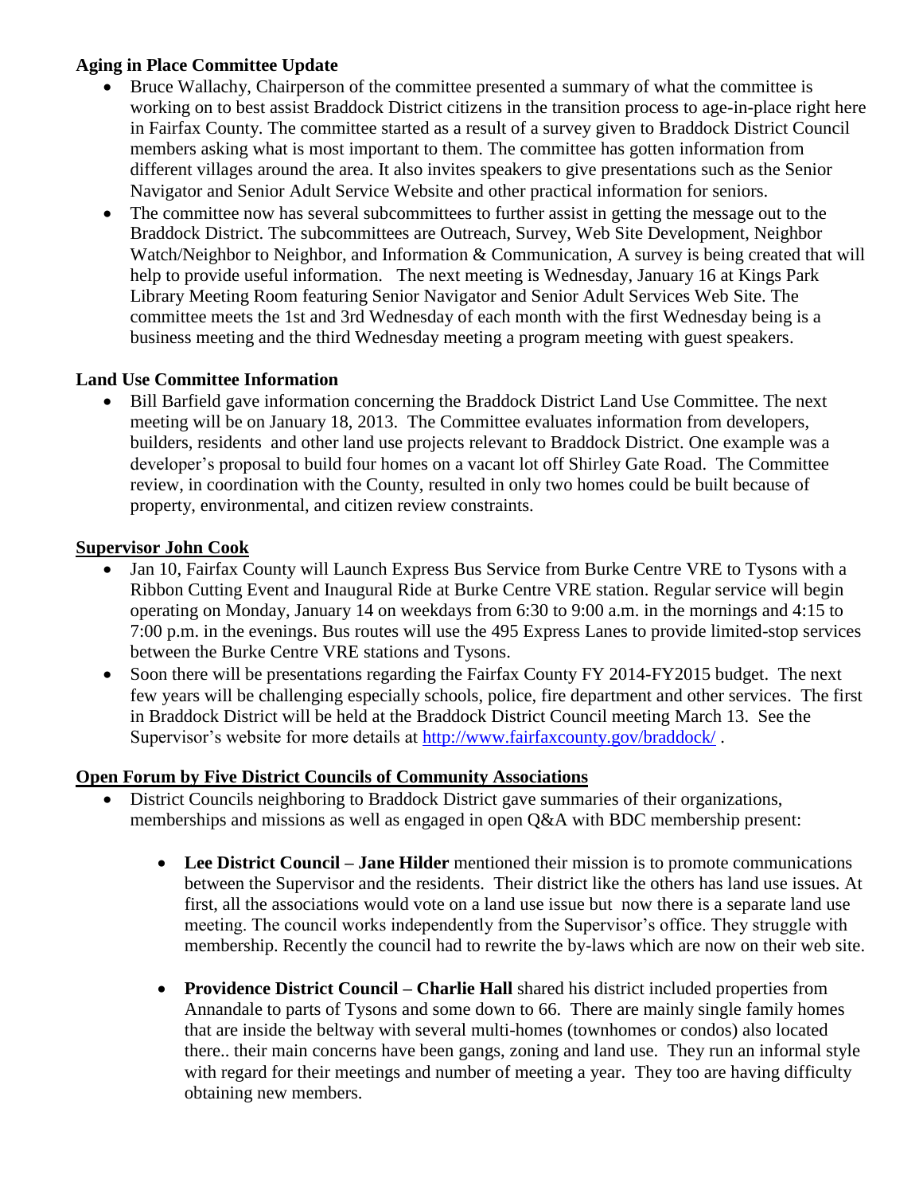**Aging in Place Committee Update**

- Bruce Wallachy, Chairperson of the committee presented a summary of what the committee is working on to best assist Braddock District citizens in the transition process to age-in-place right here in Fairfax County. The committee started as a result of a survey given to Braddock District Council members asking what is most important to them. The committee has gotten information from different villages around the area. It also invites speakers to give presentations such as the Senior Navigator and Senior Adult Service Website and other practical information for seniors.
- The committee now has several subcommittees to further assist in getting the message out to the Braddock District. The subcommittees are Outreach, Survey, Web Site Development, Neighbor Watch/Neighbor to Neighbor, and Information & Communication, A survey is being created that will help to provide useful information. The next meeting is Wednesday, January 16 at Kings Park Library Meeting Room featuring Senior Navigator and Senior Adult Services Web Site. The committee meets the 1st and 3rd Wednesday of each month with the first Wednesday being is a business meeting and the third Wednesday meeting a program meeting with guest speakers.

**Land Use Committee Information**

- Bill Barfield gave information concerning the Braddock District Land Use Committee. The next meeting will be on January 18, 2013. The Committee evaluates information from developers, builders, residents and other land use projects relevant to Braddock District. One example was a developer's proposal to build four homes on a vacant lot off Shirley Gate Road. The Committee review, in coordination with the County, resulted in only two homes could be built because of property, environmental, and citizen review constraints.

**Supervisor John Cook**

- Jan 10, Fairfax County will Launch Express Bus Service from Burke Centre VRE to Tysons with a Ribbon Cutting Event and Inaugural Ride at Burke Centre VRE station. Regular service will begin operating on Monday, January 14 on weekdays from 6:30 to 9:00 a.m. in the mornings and 4:15 to 7:00 p.m. in the evenings. Bus routes will use the 495 Express Lanes to provide limited-stop services between the Burke Centre VRE stations and Tysons.
- Soon there will be presentations regarding the Fairfax County FY 2014-FY2015 budget. The next few years will be challenging especially schools, police, fire department and other services. The first in Braddock District will be held at the Braddock District Council meeting March 13. See the Supervisor's website for more details at http://www.fairfaxcounty.gov/braddock/ .

**Open Forum by Five District Councils of Community Associations**

- District Councils neighboring to Braddock District gave summaries of their organizations, memberships and missions as well as engaged in open Q&A with BDC membership present:
  - **Lee District Council – Jane Hilder** mentioned their mission is to promote communications between the Supervisor and the residents. Their district like the others has land use issues. At first, all the associations would vote on a land use issue but now there is a separate land use meeting. The council works independently from the Supervisor's office. They struggle with membership. Recently the council had to rewrite the by-laws which are now on their web site.
  - **Providence District Council – Charlie Hall** shared his district included properties from Annandale to parts of Tysons and some down to 66. There are mainly single family homes that are inside the beltway with several multi-homes (townhomes or condos) also located there.. their main concerns have been gangs, zoning and land use. They run an informal style with regard for their meetings and number of meeting a year. They too are having difficulty obtaining new members.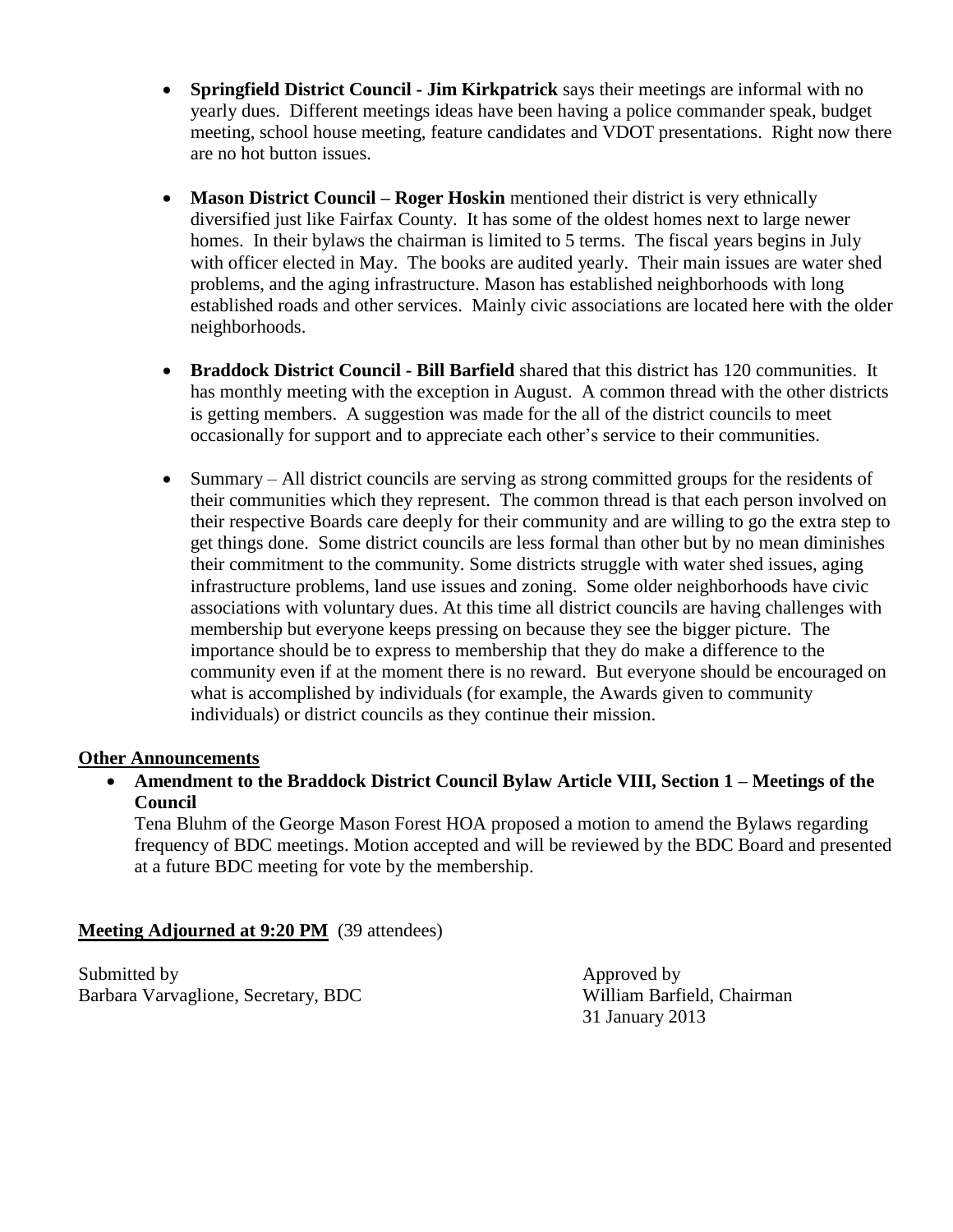- **Springfield District Council - Jim Kirkpatrick** says their meetings are informal with no yearly dues. Different meetings ideas have been having a police commander speak, budget meeting, school house meeting, feature candidates and VDOT presentations. Right now there are no hot button issues.

- **Mason District Council – Roger Hoskin** mentioned their district is very ethnically diversified just like Fairfax County. It has some of the oldest homes next to large newer homes. In their bylaws the chairman is limited to 5 terms. The fiscal years begins in July with officer elected in May. The books are audited yearly. Their main issues are water shed problems, and the aging infrastructure. Mason has established neighborhoods with long established roads and other services. Mainly civic associations are located here with the older neighborhoods.

- **Braddock District Council - Bill Barfield** shared that this district has 120 communities. It has monthly meeting with the exception in August. A common thread with the other districts is getting members. A suggestion was made for the all of the district councils to meet occasionally for support and to appreciate each other's service to their communities.

- Summary – All district councils are serving as strong committed groups for the residents of their communities which they represent. The common thread is that each person involved on their respective Boards care deeply for their community and are willing to go the extra step to get things done. Some district councils are less formal than other but by no mean diminishes their commitment to the community. Some districts struggle with water shed issues, aging infrastructure problems, land use issues and zoning. Some older neighborhoods have civic associations with voluntary dues. At this time all district councils are having challenges with membership but everyone keeps pressing on because they see the bigger picture. The importance should be to express to membership that they do make a difference to the community even if at the moment there is no reward. But everyone should be encouraged on what is accomplished by individuals (for example, the Awards given to community individuals) or district councils as they continue their mission.

**Other Announcements**

- **Amendment to the Braddock District Council Bylaw Article VIII, Section 1 – Meetings of the Council**
  Tena Bluhm of the George Mason Forest HOA proposed a motion to amend the Bylaws regarding frequency of BDC meetings. Motion accepted and will be reviewed by the BDC Board and presented at a future BDC meeting for vote by the membership.

**Meeting Adjourned at 9:20 PM** (39 attendees)

Submitted by
Barbara Varvaglione, Secretary, BDC

Approved by
William Barfield, Chairman
31 January 2013